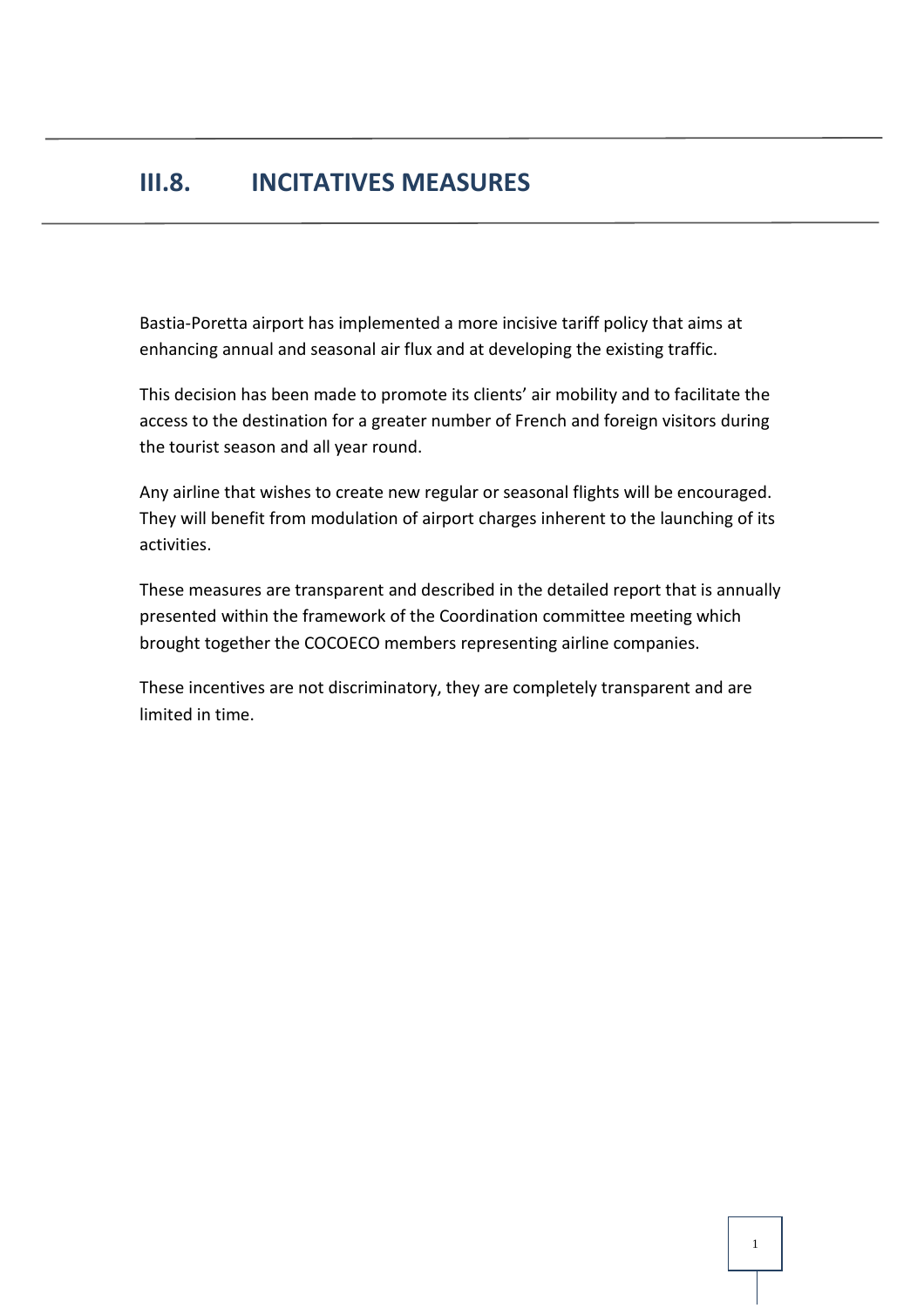## III.8. INCITATIVES MEASURES

Bastia-Poretta airport has implemented a more incisive tariff policy that aims at enhancing annual and seasonal air flux and at developing the existing traffic.

This decision has been made to promote its clients' air mobility and to facilitate the access to the destination for a greater number of French and foreign visitors during the tourist season and all year round.

Any airline that wishes to create new regular or seasonal flights will be encouraged. They will benefit from modulation of airport charges inherent to the launching of its activities.

These measures are transparent and described in the detailed report that is annually presented within the framework of the Coordination committee meeting which brought together the COCOECO members representing airline companies.

These incentives are not discriminatory, they are completely transparent and are limited in time.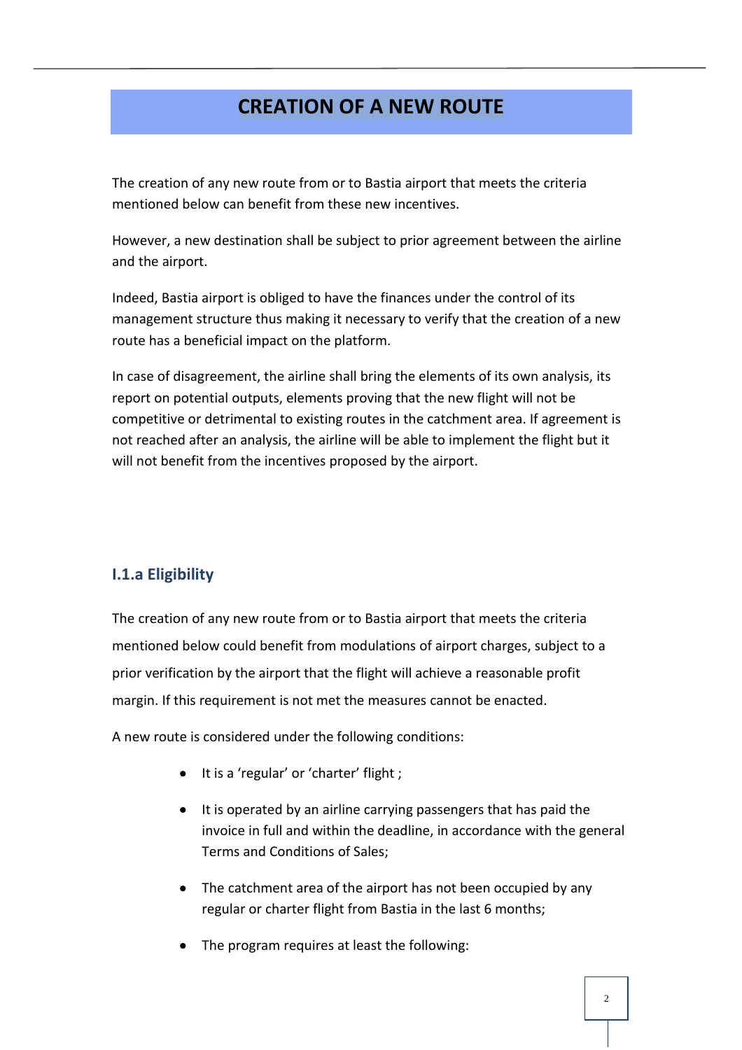# CREATION OF A NEW ROUTE

The creation of any new route from or to Bastia airport that meets the criteria mentioned below can benefit from these new incentives.

However, a new destination shall be subject to prior agreement between the airline and the airport.

Indeed, Bastia airport is obliged to have the finances under the control of its management structure thus making it necessary to verify that the creation of a new route has a beneficial impact on the platform.

In case of disagreement, the airline shall bring the elements of its own analysis, its report on potential outputs, elements proving that the new flight will not be competitive or detrimental to existing routes in the catchment area. If agreement is not reached after an analysis, the airline will be able to implement the flight but it will not benefit from the incentives proposed by the airport.

### I.1.a Eligibility

The creation of any new route from or to Bastia airport that meets the criteria mentioned below could benefit from modulations of airport charges, subject to a prior verification by the airport that the flight will achieve a reasonable profit margin. If this requirement is not met the measures cannot be enacted.

A new route is considered under the following conditions:

- It is a 'regular' or 'charter' flight ;
- It is operated by an airline carrying passengers that has paid the invoice in full and within the deadline, in accordance with the general Terms and Conditions of Sales;
- The catchment area of the airport has not been occupied by any regular or charter flight from Bastia in the last 6 months;
- The program requires at least the following: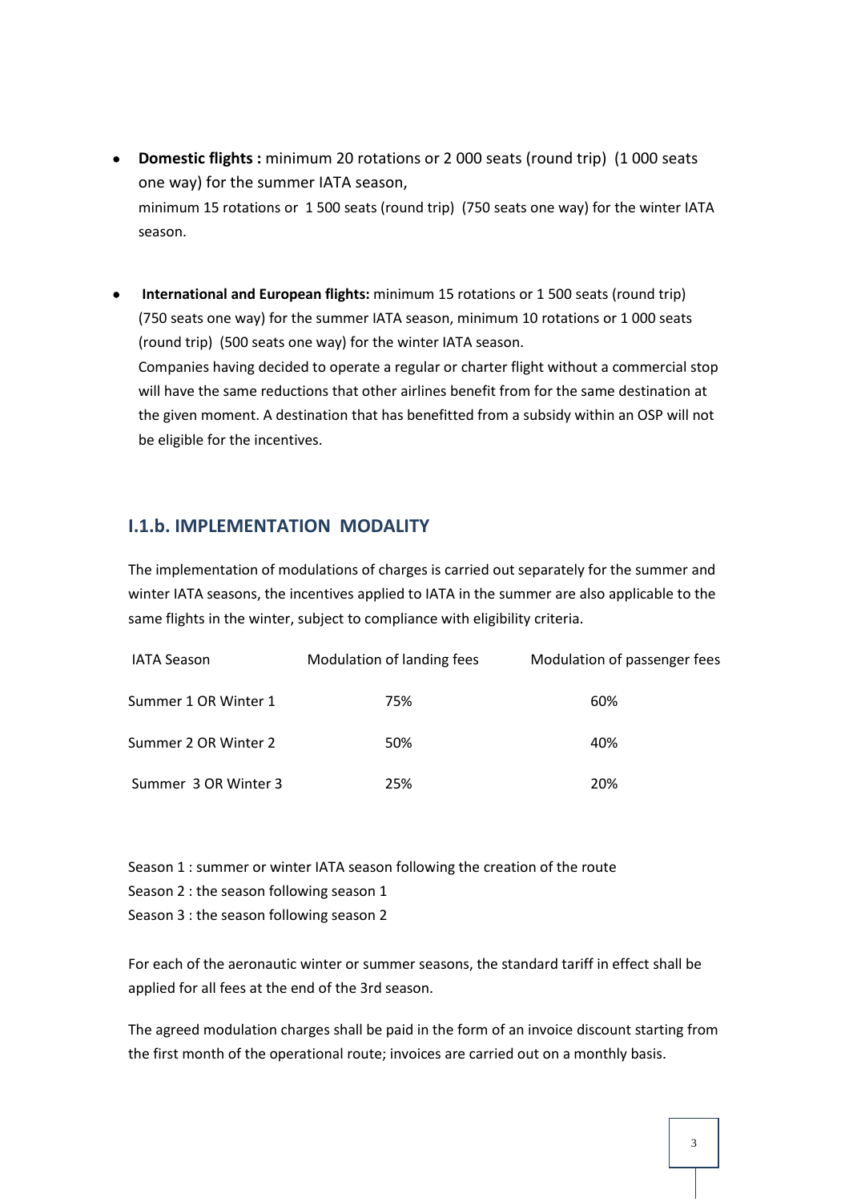- **Domestic flights :** minimum 20 rotations or 2 000 seats (round trip) (1 000 seats one way) for the summer IATA season,
  minimum 15 rotations or 1 500 seats (round trip) (750 seats one way) for the winter IATA season.

- **International and European flights:** minimum 15 rotations or 1 500 seats (round trip) (750 seats one way) for the summer IATA season, minimum 10 rotations or 1 000 seats (round trip) (500 seats one way) for the winter IATA season.
  Companies having decided to operate a regular or charter flight without a commercial stop will have the same reductions that other airlines benefit from for the same destination at the given moment. A destination that has benefitted from a subsidy within an OSP will not be eligible for the incentives.

## I.1.b. IMPLEMENTATION MODALITY

The implementation of modulations of charges is carried out separately for the summer and winter IATA seasons, the incentives applied to IATA in the summer are also applicable to the same flights in the winter, subject to compliance with eligibility criteria.

| IATA Season | Modulation of landing fees | Modulation of passenger fees |
|---|---|---|
| Summer 1 OR Winter 1 | 75% | 60% |
| Summer 2 OR Winter 2 | 50% | 40% |
| Summer 3 OR Winter 3 | 25% | 20% |

Season 1 : summer or winter IATA season following the creation of the route
Season 2 : the season following season 1
Season 3 : the season following season 2

For each of the aeronautic winter or summer seasons, the standard tariff in effect shall be applied for all fees at the end of the 3rd season.

The agreed modulation charges shall be paid in the form of an invoice discount starting from the first month of the operational route; invoices are carried out on a monthly basis.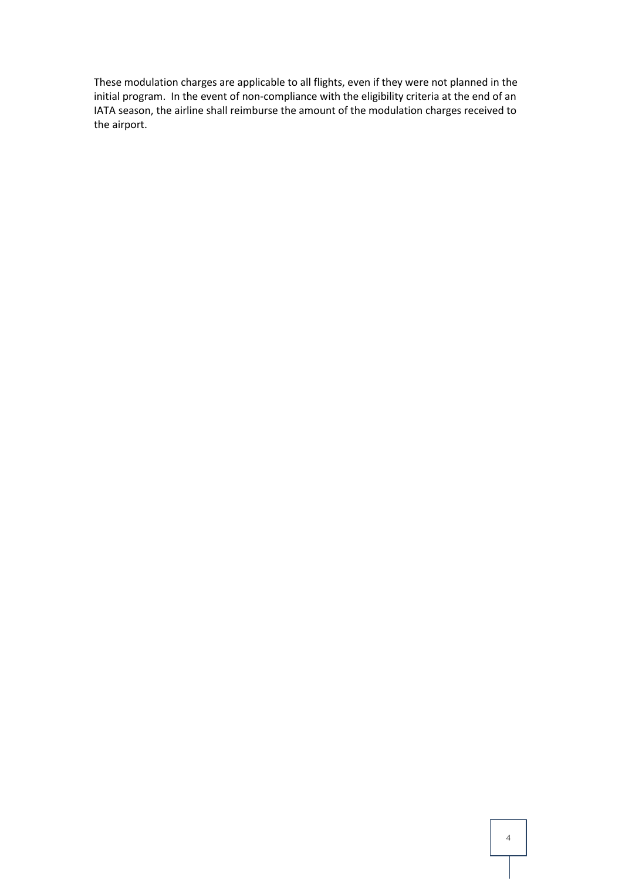These modulation charges are applicable to all flights, even if they were not planned in the initial program. In the event of non-compliance with the eligibility criteria at the end of an IATA season, the airline shall reimburse the amount of the modulation charges received to the airport.